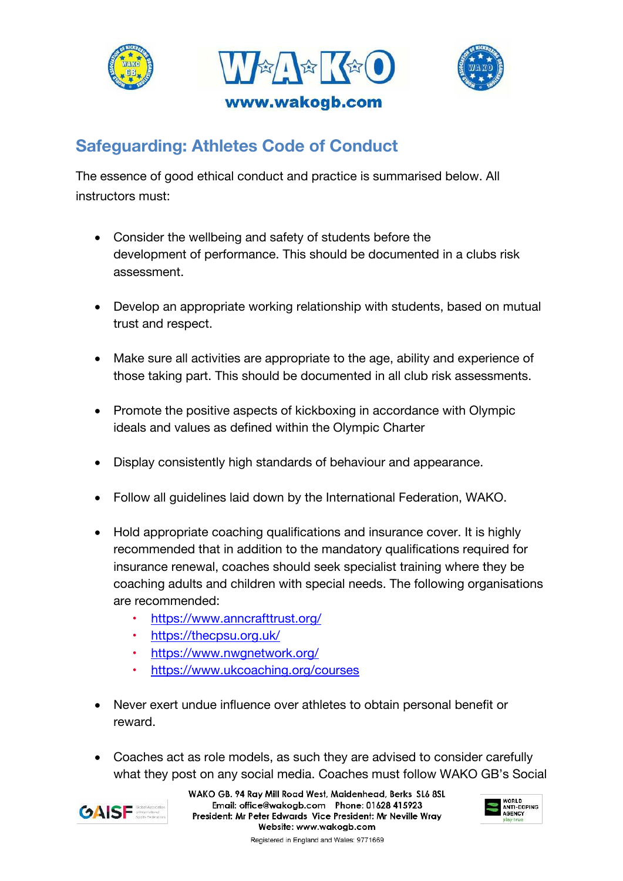www.wakogb.com

## Safeguarding: Athletes Code of Conduct

The essence of good ethical conduct and practice is summarised below. All instructors must:

- Consider the wellbeing and safety of students before the development of performance. This should be documented in a clubs risk assessment.
- Develop an appropriate working relationship with students, based on mutual trust and respect.
- Make sure all activities are appropriate to the age, ability and experience of those taking part. This should be documented in all club risk assessments.
- Promote the positive aspects of kickboxing in accordance with Olympic ideals and values as defined within the Olympic Charter
- Display consistently high standards of behaviour and appearance.
- Follow all guidelines laid down by the International Federation, WAKO.
- Hold appropriate coaching qualifications and insurance cover. It is highly recommended that in addition to the mandatory qualifications required for insurance renewal, coaches should seek specialist training where they be coaching adults and children with special needs. The following organisations are recommended:
    - https://www.anncrafttrust.org/
    - https://thecpsu.org.uk/
    - https://www.nwgnetwork.org/
    - https://www.ukcoaching.org/courses
- Never exert undue influence over athletes to obtain personal benefit or reward.
- Coaches act as role models, as such they are advised to consider carefully what they post on any social media. Coaches must follow WAKO GB's Social

WAKO GB. 94 Ray Mill Road West, Maidenhead, Berks SL6 8SL
Email: office@wakogb.com Phone: 01628 415923
President: Mr Peter Edwards Vice President: Mr Neville Wray
Website: www.wakogb.com
Registered in England and Wales: 9771669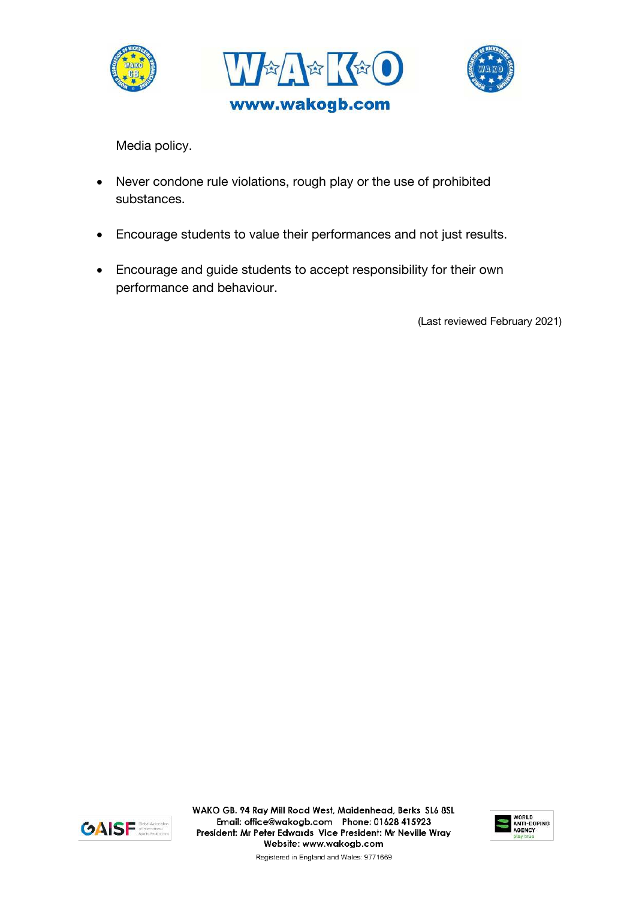Media policy.

- Never condone rule violations, rough play or the use of prohibited substances.
- Encourage students to value their performances and not just results.
- Encourage and guide students to accept responsibility for their own performance and behaviour.

(Last reviewed February 2021)